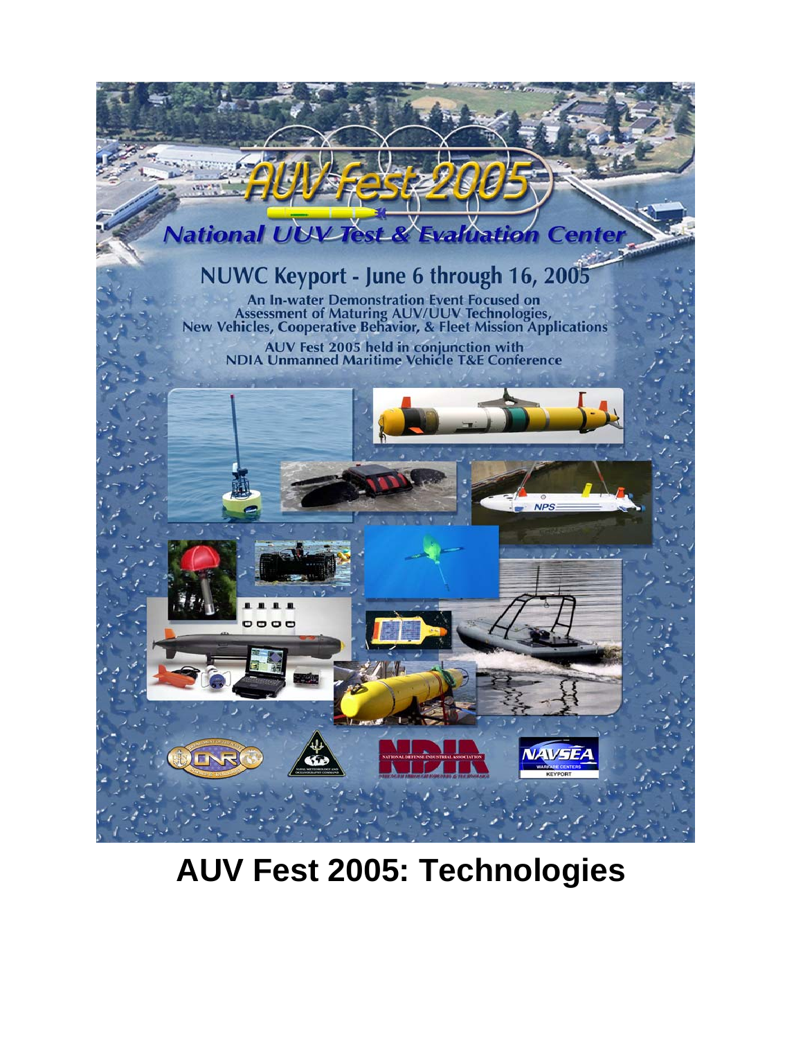# AUV Fest 2005

## National UUV Test & Evaluation Center

### NUWC Keyport - June 6 through 16, 2005

An In-water Demonstration Event Focused on Assessment of Maturing AUV/UUV Technologies, New Vehicles, Cooperative Behavior, & Fleet Mission Applications

AUV Fest 2005 held in conjunction with NDIA Unmanned Maritime Vehicle T&E Conference

# AUV Fest 2005: Technologies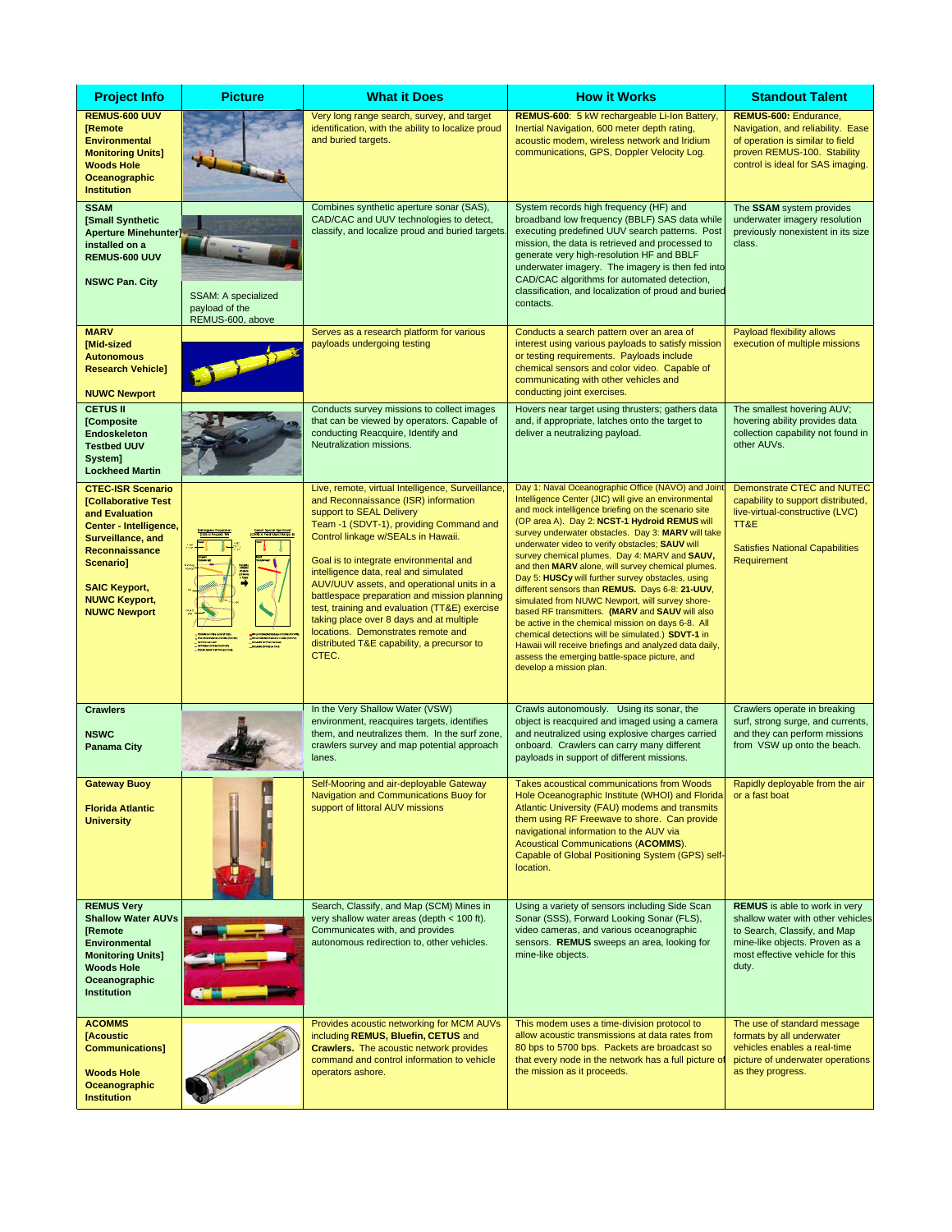| Project Info | Picture | What it Does | How it Works | Standout Talent |
|---|---|---|---|---|
| **REMUS-600 UUV [Remote Environmental Monitoring Units] Woods Hole Oceanographic Institution** | | Very long range search, survey, and target identification, with the ability to localize proud and buried targets. | **REMUS-600**: 5 kW rechargeable Li-Ion Battery, Inertial Navigation, 600 meter depth rating, acoustic modem, wireless network and Iridium communications, GPS, Doppler Velocity Log. | **REMUS-600:** Endurance, Navigation, and reliability. Ease of operation is similar to field proven REMUS-100. Stability control is ideal for SAS imaging. |
| **SSAM [Small Synthetic Aperture Minehunter] installed on a REMUS-600 UUV** **NSWC Pan. City** | SSAM: A specialized payload of the REMUS-600, above | Combines synthetic aperture sonar (SAS), CAD/CAC and UUV technologies to detect, classify, and localize proud and buried targets. | System records high frequency (HF) and broadband low frequency (BBLF) SAS data while executing predefined UUV search patterns. Post mission, the data is retrieved and processed to generate very high-resolution HF and BBLF underwater imagery. The imagery is then fed into CAD/CAC algorithms for automated detection, classification, and localization of proud and buried contacts. | The **SSAM** system provides underwater imagery resolution previously nonexistent in its size class. |
| **MARV [Mid-sized Autonomous Research Vehicle]** **NUWC Newport** | | Serves as a research platform for various payloads undergoing testing | Conducts a search pattern over an area of interest using various payloads to satisfy mission or testing requirements. Payloads include chemical sensors and color video. Capable of communicating with other vehicles and conducting joint exercises. | Payload flexibility allows execution of multiple missions |
| **CETUS II [Composite Endoskeleton Testbed UUV System] Lockheed Martin** | | Conducts survey missions to collect images that can be viewed by operators. Capable of conducting Reacquire, Identify and Neutralization missions. | Hovers near target using thrusters; gathers data and, if appropriate, latches onto the target to deliver a neutralizing payload. | The smallest hovering AUV; hovering ability provides data collection capability not found in other AUVs. |
| **CTEC-ISR Scenario [Collaborative Test and Evaluation Center - Intelligence, Surveillance, and Reconnaissance Scenario]** **SAIC Keyport, NUWC Keyport, NUWC Newport** | | Live, remote, virtual Intelligence, Surveillance, and Reconnaissance (ISR) information support to SEAL Delivery Team -1 (SDVT-1), providing Command and Control linkage w/SEALs in Hawaii. Goal is to integrate environmental and intelligence data, real and simulated AUV/UUV assets, and operational units in a battlespace preparation and mission planning test, training and evaluation (TT&E) exercise taking place over 8 days and at multiple locations. Demonstrates remote and distributed T&E capability, a precursor to CTEC. | Day 1: Naval Oceanographic Office (NAVO) and Joint Intelligence Center (JIC) will give an environmental and mock intelligence briefing on the scenario site (OP area A). Day 2: **NCST-1 Hydroid REMUS** will survey underwater obstacles. Day 3: **MARV** will take underwater video to verify obstacles; **SAUV** will survey chemical plumes. Day 4: MARV and **SAUV,** and then **MARV** alone, will survey chemical plumes. Day 5: **HUSCy** will further survey obstacles, using different sensors than **REMUS.** Days 6-8: **21-UUV**, simulated from NUWC Newport, will survey shore-based RF transmitters. **(MARV** and **SAUV** will also be active in the chemical mission on days 6-8. All chemical detections will be simulated.) **SDVT-1** in Hawaii will receive briefings and analyzed data daily, assess the emerging battle-space picture, and develop a mission plan. | Demonstrate CTEC and NUTEC capability to support distributed, live-virtual-constructive (LVC) TT&E Satisfies National Capabilities Requirement |
| **Crawlers** **NSWC Panama City** | | In the Very Shallow Water (VSW) environment, reacquires targets, identifies them, and neutralizes them. In the surf zone, crawlers survey and map potential approach lanes. | Crawls autonomously. Using its sonar, the object is reacquired and imaged using a camera and neutralized using explosive charges carried onboard. Crawlers can carry many different payloads in support of different missions. | Crawlers operate in breaking surf, strong surge, and currents, and they can perform missions from VSW up onto the beach. |
| **Gateway Buoy** **Florida Atlantic University** | | Self-Mooring and air-deployable Gateway Navigation and Communications Buoy for support of littoral AUV missions | Takes acoustical communications from Woods Hole Oceanographic Institute (WHOI) and Florida Atlantic University (FAU) modems and transmits them using RF Freewave to shore. Can provide navigational information to the AUV via Acoustical Communications (**ACOMMS**). Capable of Global Positioning System (GPS) self-location. | Rapidly deployable from the air or a fast boat |
| **REMUS Very Shallow Water AUVs [Remote Environmental Monitoring Units] Woods Hole Oceanographic Institution** | | Search, Classify, and Map (SCM) Mines in very shallow water areas (depth < 100 ft). Communicates with, and provides autonomous redirection to, other vehicles. | Using a variety of sensors including Side Scan Sonar (SSS), Forward Looking Sonar (FLS), video cameras, and various oceanographic sensors. **REMUS** sweeps an area, looking for mine-like objects. | **REMUS** is able to work in very shallow water with other vehicles to Search, Classify, and Map mine-like objects. Proven as a most effective vehicle for this duty. |
| **ACOMMS [Acoustic Communications]** **Woods Hole Oceanographic Institution** | | Provides acoustic networking for MCM AUVs including **REMUS, Bluefin, CETUS** and **Crawlers.** The acoustic network provides command and control information to vehicle operators ashore. | This modem uses a time-division protocol to allow acoustic transmissions at data rates from 80 bps to 5700 bps. Packets are broadcast so that every node in the network has a full picture of the mission as it proceeds. | The use of standard message formats by all underwater vehicles enables a real-time picture of underwater operations as they progress. |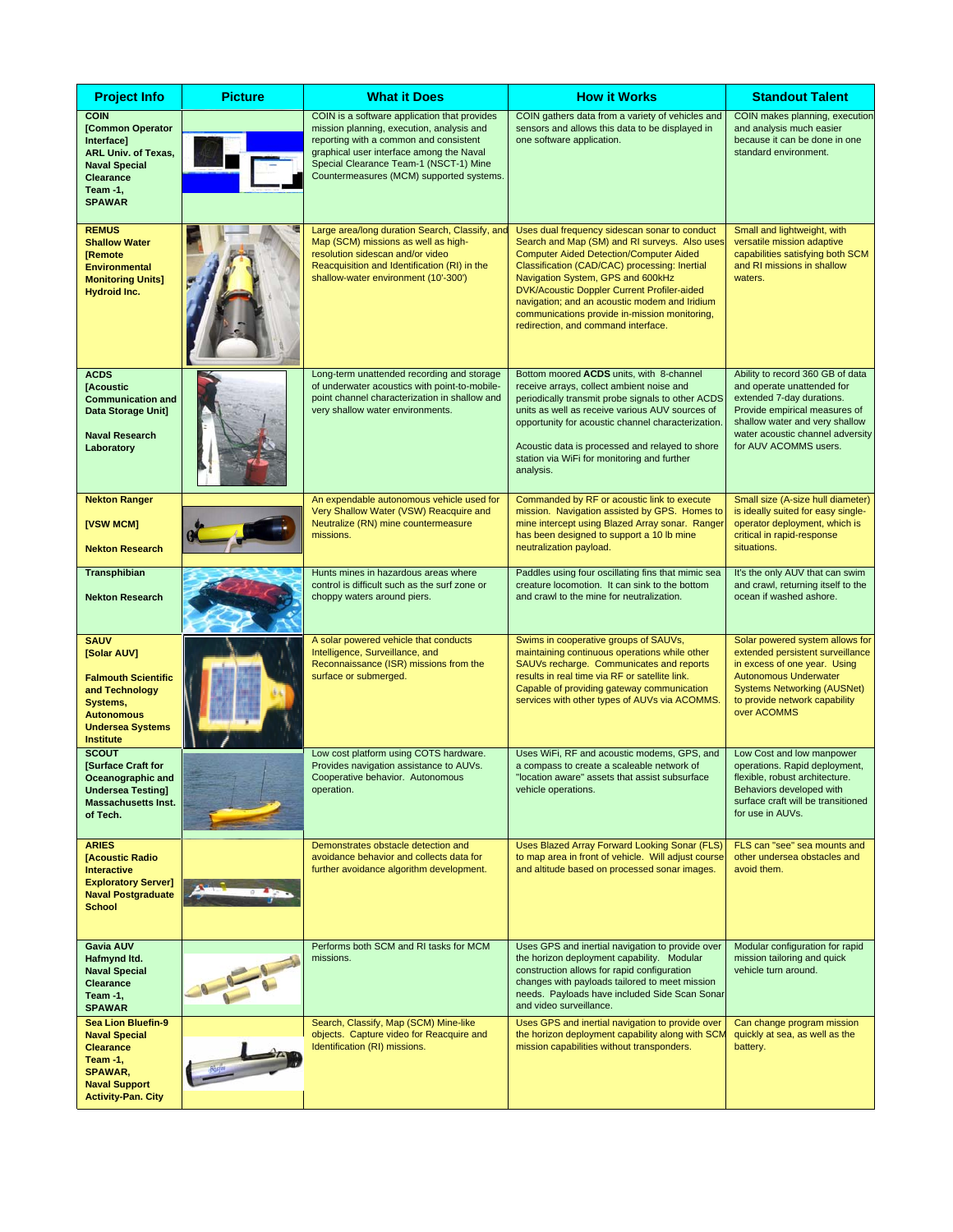| Project Info | Picture | What it Does | How it Works | Standout Talent |
|---|---|---|---|---|
| **COIN [Common Operator Interface] ARL Univ. of Texas, Naval Special Clearance Team -1, SPAWAR** | | COIN is a software application that provides mission planning, execution, analysis and reporting with a common and consistent graphical user interface among the Naval Special Clearance Team-1 (NSCT-1) Mine Countermeasures (MCM) supported systems. | COIN gathers data from a variety of vehicles and sensors and allows this data to be displayed in one software application. | COIN makes planning, execution and analysis much easier because it can be done in one standard environment. |
| **REMUS Shallow Water [Remote Environmental Monitoring Units] Hydroid Inc.** | | Large area/long duration Search, Classify, and Map (SCM) missions as well as high-resolution sidescan and/or video Reacquisition and Identification (RI) in the shallow-water environment (10'-300') | Uses dual frequency sidescan sonar to conduct Search and Map (SM) and RI surveys. Also uses Computer Aided Detection/Computer Aided Classification (CAD/CAC) processing: Inertial Navigation System, GPS and 600kHz DVK/Acoustic Doppler Current Profiler-aided navigation; and an acoustic modem and Iridium communications provide in-mission monitoring, redirection, and command interface. | Small and lightweight, with versatile mission adaptive capabilities satisfying both SCM and RI missions in shallow waters. |
| **ACDS [Acoustic Communication and Data Storage Unit] Naval Research Laboratory** | | Long-term unattended recording and storage of underwater acoustics with point-to-mobile-point channel characterization in shallow and very shallow water environments. | Bottom moored **ACDS** units, with 8-channel receive arrays, collect ambient noise and periodically transmit probe signals to other ACDS units as well as receive various AUV sources of opportunity for acoustic channel characterization. Acoustic data is processed and relayed to shore station via WiFi for monitoring and further analysis. | Ability to record 360 GB of data and operate unattended for extended 7-day durations. Provide empirical measures of shallow water and very shallow water acoustic channel adversity for AUV ACOMMS users. |
| **Nekton Ranger [VSW MCM] Nekton Research** | | An expendable autonomous vehicle used for Very Shallow Water (VSW) Reacquire and Neutralize (RN) mine countermeasure missions. | Commanded by RF or acoustic link to execute mission. Navigation assisted by GPS. Homes to mine intercept using Blazed Array sonar. Ranger has been designed to support a 10 lb mine neutralization payload. | Small size (A-size hull diameter) is ideally suited for easy single-operator deployment, which is critical in rapid-response situations. |
| **Transphibian Nekton Research** | | Hunts mines in hazardous areas where control is difficult such as the surf zone or choppy waters around piers. | Paddles using four oscillating fins that mimic sea creature locomotion. It can sink to the bottom and crawl to the mine for neutralization. | It's the only AUV that can swim and crawl, returning itself to the ocean if washed ashore. |
| **SAUV [Solar AUV] Falmouth Scientific and Technology Systems, Autonomous Undersea Systems Institute** | | A solar powered vehicle that conducts Intelligence, Surveillance, and Reconnaissance (ISR) missions from the surface or submerged. | Swims in cooperative groups of SAUVs, maintaining continuous operations while other SAUVs recharge. Communicates and reports results in real time via RF or satellite link. Capable of providing gateway communication services with other types of AUVs via ACOMMS. | Solar powered system allows for extended persistent surveillance in excess of one year. Using Autonomous Underwater Systems Networking (AUSNet) to provide network capability over ACOMMS |
| **SCOUT [Surface Craft for Oceanographic and Undersea Testing] Massachusetts Inst. of Tech.** | | Low cost platform using COTS hardware. Provides navigation assistance to AUVs. Cooperative behavior. Autonomous operation. | Uses WiFi, RF and acoustic modems, GPS, and a compass to create a scaleable network of "location aware" assets that assist subsurface vehicle operations. | Low Cost and low manpower operations. Rapid deployment, flexible, robust architecture. Behaviors developed with surface craft will be transitioned for use in AUVs. |
| **ARIES [Acoustic Radio Interactive Exploratory Server] Naval Postgraduate School** | | Demonstrates obstacle detection and avoidance behavior and collects data for further avoidance algorithm development. | Uses Blazed Array Forward Looking Sonar (FLS) to map area in front of vehicle. Will adjust course and altitude based on processed sonar images. | FLS can "see" sea mounts and other undersea obstacles and avoid them. |
| **Gavia AUV Hafmynd ltd. Naval Special Clearance Team -1, SPAWAR** | | Performs both SCM and RI tasks for MCM missions. | Uses GPS and inertial navigation to provide over the horizon deployment capability. Modular construction allows for rapid configuration changes with payloads tailored to meet mission needs. Payloads have included Side Scan Sonar and video surveillance. | Modular configuration for rapid mission tailoring and quick vehicle turn around. |
| **Sea Lion Bluefin-9 Naval Special Clearance Team -1, SPAWAR, Naval Support Activity-Pan. City** | | Search, Classify, Map (SCM) Mine-like objects. Capture video for Reacquire and Identification (RI) missions. | Uses GPS and inertial navigation to provide over the horizon deployment capability along with SCM mission capabilities without transponders. | Can change program mission quickly at sea, as well as the battery. |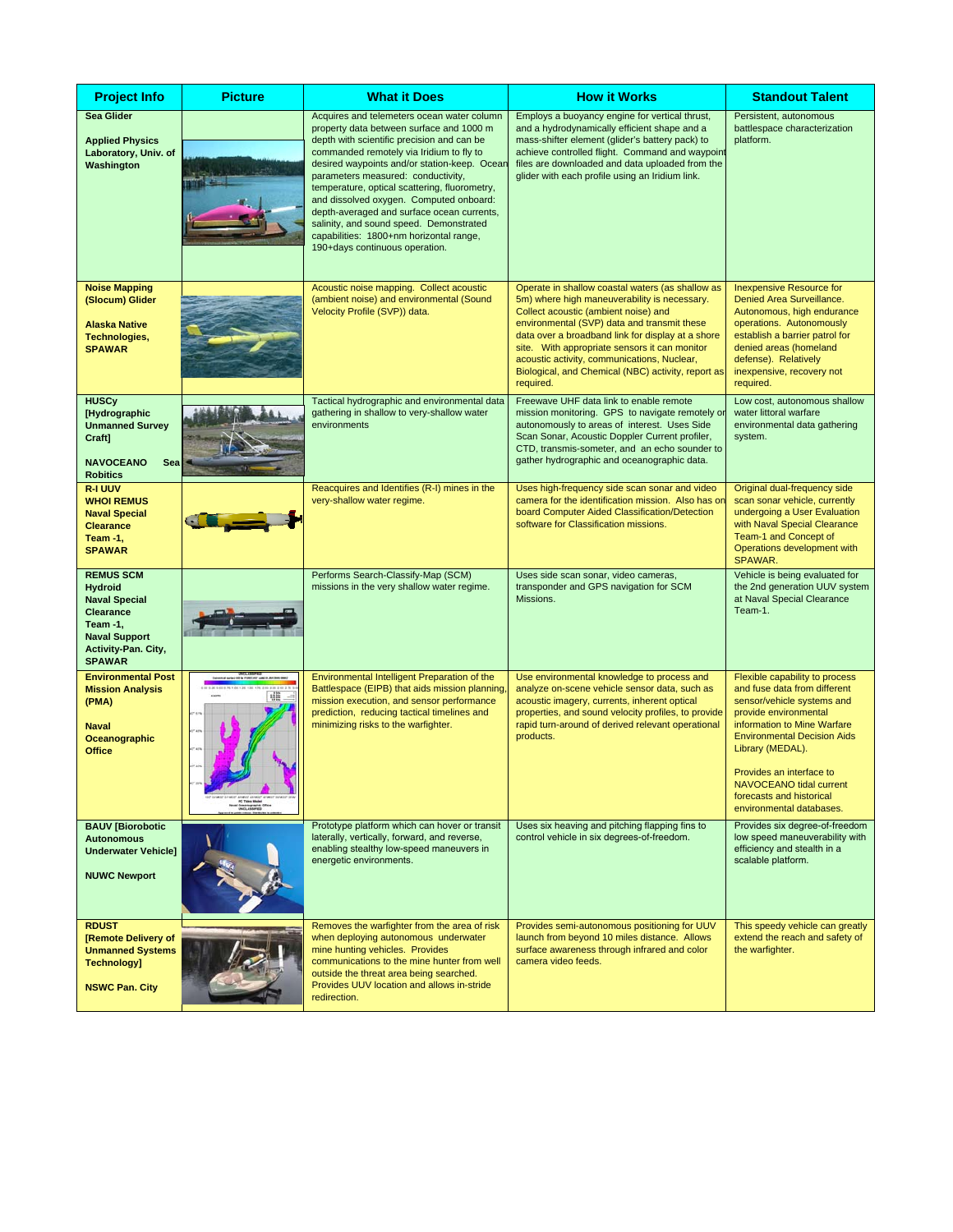| Project Info | Picture | What it Does | How it Works | Standout Talent |
|---|---|---|---|---|
| **Sea Glider**<br><br>**Applied Physics Laboratory, Univ. of Washington** | | Acquires and telemeters ocean water column property data between surface and 1000 m depth with scientific precision and can be commanded remotely via Iridium to fly to desired waypoints and/or station-keep. Ocean parameters measured: conductivity, temperature, optical scattering, fluorometry, and dissolved oxygen. Computed onboard: depth-averaged and surface ocean currents, salinity, and sound speed. Demonstrated capabilities: 1800+nm horizontal range, 190+days continuous operation. | Employs a buoyancy engine for vertical thrust, and a hydrodynamically efficient shape and a mass-shifter element (glider's battery pack) to achieve controlled flight. Command and waypoint files are downloaded and data uploaded from the glider with each profile using an Iridium link. | Persistent, autonomous battlespace characterization platform. |
| **Noise Mapping (Slocum) Glider**<br><br>**Alaska Native Technologies, SPAWAR** | | Acoustic noise mapping. Collect acoustic (ambient noise) and environmental (Sound Velocity Profile (SVP)) data. | Operate in shallow coastal waters (as shallow as 5m) where high maneuverability is necessary. Collect acoustic (ambient noise) and environmental (SVP) data and transmit these data over a broadband link for display at a shore site. With appropriate sensors it can monitor acoustic activity, communications, Nuclear, Biological, and Chemical (NBC) activity, report as required. | Inexpensive Resource for Denied Area Surveillance. Autonomous, high endurance operations. Autonomously establish a barrier patrol for denied areas (homeland defense). Relatively inexpensive, recovery not required. |
| **HUSCy [Hydrographic Unmanned Survey Craft]**<br><br>**NAVOCEANO Sea Robitics** | | Tactical hydrographic and environmental data gathering in shallow to very-shallow water environments | Freewave UHF data link to enable remote mission monitoring. GPS to navigate remotely or autonomously to areas of interest. Uses Side Scan Sonar, Acoustic Doppler Current profiler, CTD, transmis-someter, and an echo sounder to gather hydrographic and oceanographic data. | Low cost, autonomous shallow water littoral warfare environmental data gathering system. |
| **R-I UUV**<br>**WHOI REMUS**<br>**Naval Special Clearance Team -1, SPAWAR** | | Reacquires and Identifies (R-I) mines in the very-shallow water regime. | Uses high-frequency side scan sonar and video camera for the identification mission. Also has on board Computer Aided Classification/Detection software for Classification missions. | Original dual-frequency side scan sonar vehicle, currently undergoing a User Evaluation with Naval Special Clearance Team-1 and Concept of Operations development with SPAWAR. |
| **REMUS SCM Hydroid**<br>**Naval Special Clearance Team -1, Naval Support Activity-Pan. City, SPAWAR** | | Performs Search-Classify-Map (SCM) missions in the very shallow water regime. | Uses side scan sonar, video cameras, transponder and GPS navigation for SCM Missions. | Vehicle is being evaluated for the 2nd generation UUV system at Naval Special Clearance Team-1. |
| **Environmental Post Mission Analysis (PMA)**<br><br>**Naval Oceanographic Office** | | Environmental Intelligent Preparation of the Battlespace (EIPB) that aids mission planning, mission execution, and sensor performance prediction, reducing tactical timelines and minimizing risks to the warfighter. | Use environmental knowledge to process and analyze on-scene vehicle sensor data, such as acoustic imagery, currents, inherent optical properties, and sound velocity profiles, to provide rapid turn-around of derived relevant operational products. | Flexible capability to process and fuse data from different sensor/vehicle systems and provide environmental information to Mine Warfare Environmental Decision Aids Library (MEDAL).<br><br>Provides an interface to NAVOCEANO tidal current forecasts and historical environmental databases. |
| **BAUV [Biorobotic Autonomous Underwater Vehicle]**<br><br>**NUWC Newport** | | Prototype platform which can hover or transit laterally, vertically, forward, and reverse, enabling stealthy low-speed maneuvers in energetic environments. | Uses six heaving and pitching flapping fins to control vehicle in six degrees-of-freedom. | Provides six degree-of-freedom low speed maneuverability with efficiency and stealth in a scalable platform. |
| **RDUST [Remote Delivery of Unmanned Systems Technology]**<br><br>**NSWC Pan. City** | | Removes the warfighter from the area of risk when deploying autonomous underwater mine hunting vehicles. Provides communications to the mine hunter from well outside the threat area being searched. Provides UUV location and allows in-stride redirection. | Provides semi-autonomous positioning for UUV launch from beyond 10 miles distance. Allows surface awareness through infrared and color camera video feeds. | This speedy vehicle can greatly extend the reach and safety of the warfighter. |